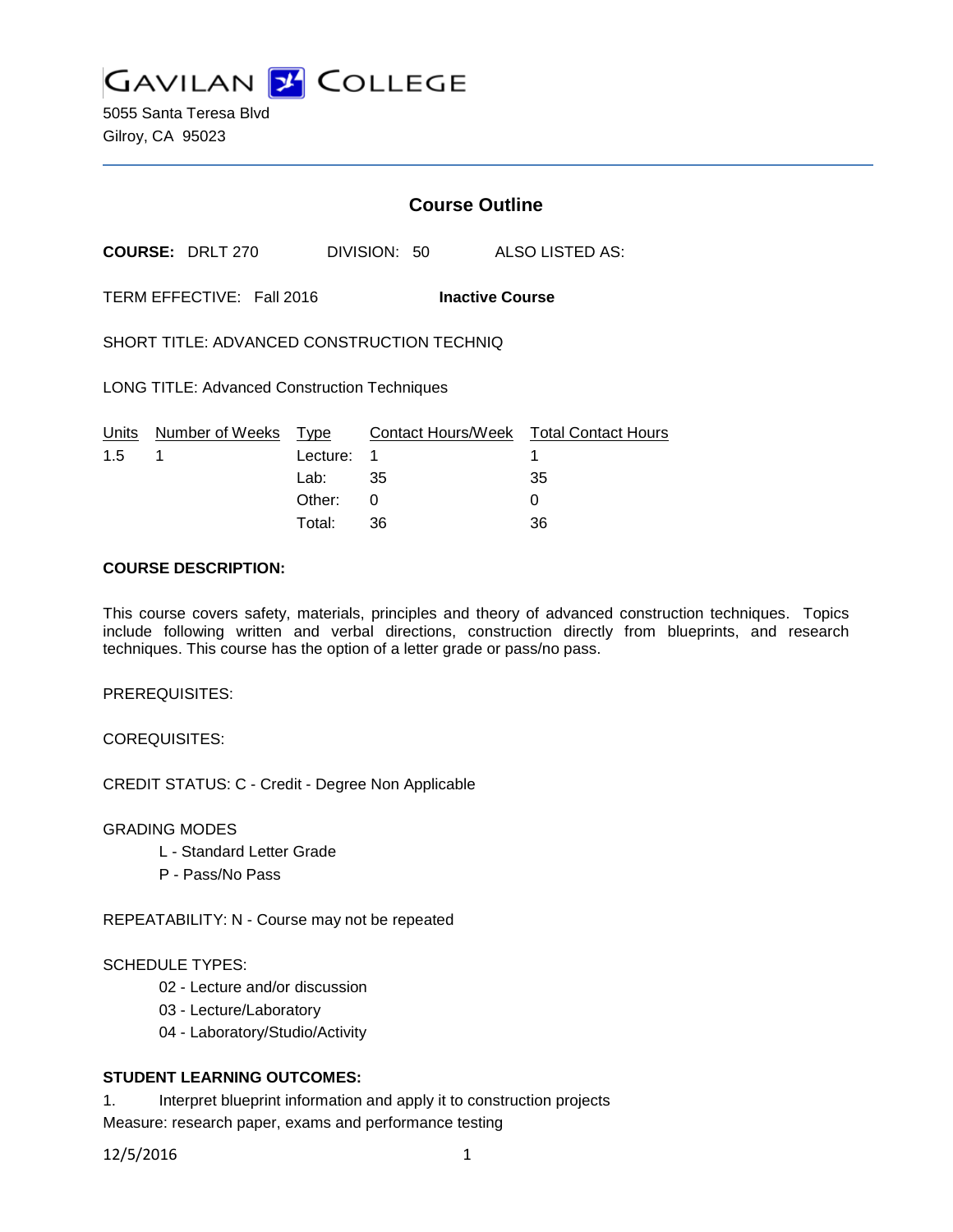# GAVILAN COLLEGE

5055 Santa Teresa Blvd
Gilroy, CA 95023

## Course Outline

**COURSE:** DRLT 270 DIVISION: 50 ALSO LISTED AS:

TERM EFFECTIVE: Fall 2016 **Inactive Course**

SHORT TITLE: ADVANCED CONSTRUCTION TECHNIQ

LONG TITLE: Advanced Construction Techniques

| Units | Number of Weeks | Type | Contact Hours/Week | Total Contact Hours |
|---|---|---|---|---|
| 1.5 | 1 | Lecture: | 1 | 1 |
| | | Lab: | 35 | 35 |
| | | Other: | 0 | 0 |
| | | Total: | 36 | 36 |

**COURSE DESCRIPTION:**

This course covers safety, materials, principles and theory of advanced construction techniques. Topics include following written and verbal directions, construction directly from blueprints, and research techniques. This course has the option of a letter grade or pass/no pass.

PREREQUISITES:

COREQUISITES:

CREDIT STATUS: C - Credit - Degree Non Applicable

GRADING MODES

- L - Standard Letter Grade
- P - Pass/No Pass

REPEATABILITY: N - Course may not be repeated

SCHEDULE TYPES:

- 02 - Lecture and/or discussion
- 03 - Lecture/Laboratory
- 04 - Laboratory/Studio/Activity

**STUDENT LEARNING OUTCOMES:**

1. Interpret blueprint information and apply it to construction projects

Measure: research paper, exams and performance testing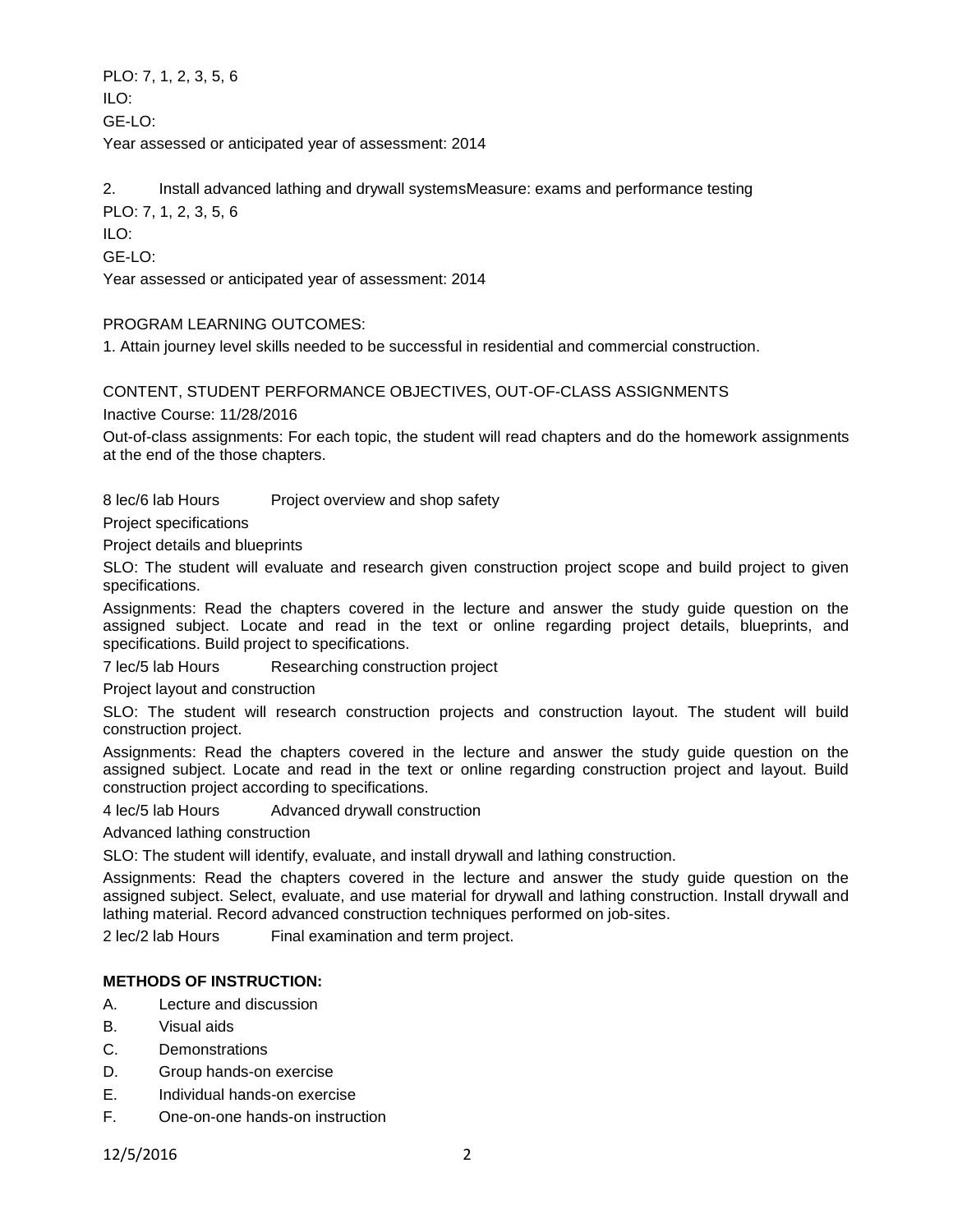PLO: 7, 1, 2, 3, 5, 6

ILO:

GE-LO:

Year assessed or anticipated year of assessment: 2014

2. Install advanced lathing and drywall systemsMeasure: exams and performance testing

PLO: 7, 1, 2, 3, 5, 6

ILO:

GE-LO:

Year assessed or anticipated year of assessment: 2014

PROGRAM LEARNING OUTCOMES:

1. Attain journey level skills needed to be successful in residential and commercial construction.

CONTENT, STUDENT PERFORMANCE OBJECTIVES, OUT-OF-CLASS ASSIGNMENTS

Inactive Course: 11/28/2016

Out-of-class assignments: For each topic, the student will read chapters and do the homework assignments at the end of the those chapters.

8 lec/6 lab Hours Project overview and shop safety

Project specifications

Project details and blueprints

SLO: The student will evaluate and research given construction project scope and build project to given specifications.

Assignments: Read the chapters covered in the lecture and answer the study guide question on the assigned subject. Locate and read in the text or online regarding project details, blueprints, and specifications. Build project to specifications.

7 lec/5 lab Hours Researching construction project

Project layout and construction

SLO: The student will research construction projects and construction layout. The student will build construction project.

Assignments: Read the chapters covered in the lecture and answer the study guide question on the assigned subject. Locate and read in the text or online regarding construction project and layout. Build construction project according to specifications.

4 lec/5 lab Hours Advanced drywall construction

Advanced lathing construction

SLO: The student will identify, evaluate, and install drywall and lathing construction.

Assignments: Read the chapters covered in the lecture and answer the study guide question on the assigned subject. Select, evaluate, and use material for drywall and lathing construction. Install drywall and lathing material. Record advanced construction techniques performed on job-sites.

2 lec/2 lab Hours Final examination and term project.

**METHODS OF INSTRUCTION:**

A. Lecture and discussion

B. Visual aids

C. Demonstrations

D. Group hands-on exercise

E. Individual hands-on exercise

F. One-on-one hands-on instruction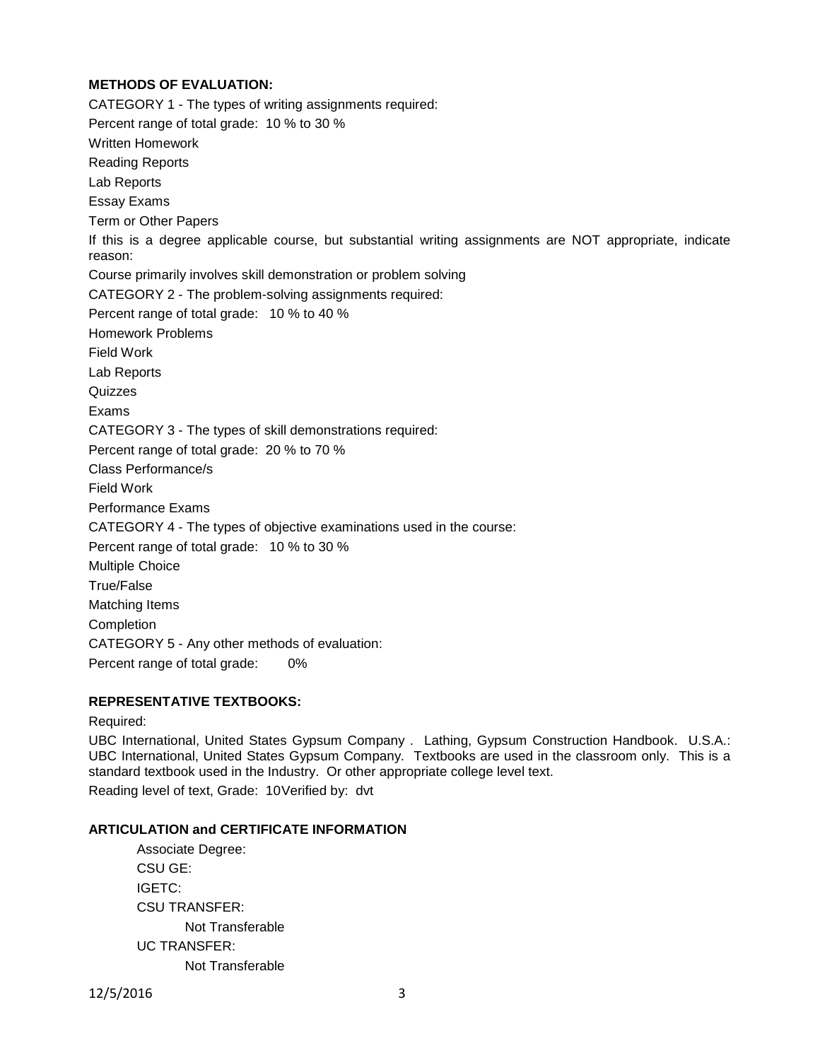**METHODS OF EVALUATION:**

CATEGORY 1 - The types of writing assignments required:

Percent range of total grade: 10 % to 30 %

Written Homework

Reading Reports

Lab Reports

Essay Exams

Term or Other Papers

If this is a degree applicable course, but substantial writing assignments are NOT appropriate, indicate reason:

Course primarily involves skill demonstration or problem solving

CATEGORY 2 - The problem-solving assignments required:

Percent range of total grade: 10 % to 40 %

Homework Problems

Field Work

Lab Reports

Quizzes

Exams

CATEGORY 3 - The types of skill demonstrations required:

Percent range of total grade: 20 % to 70 %

Class Performance/s

Field Work

Performance Exams

CATEGORY 4 - The types of objective examinations used in the course:

Percent range of total grade: 10 % to 30 %

Multiple Choice

True/False

Matching Items

Completion

CATEGORY 5 - Any other methods of evaluation:

Percent range of total grade: 0%

**REPRESENTATIVE TEXTBOOKS:**

Required:

UBC International, United States Gypsum Company . Lathing, Gypsum Construction Handbook. U.S.A.: UBC International, United States Gypsum Company. Textbooks are used in the classroom only. This is a standard textbook used in the Industry. Or other appropriate college level text.

Reading level of text, Grade: 10Verified by: dvt

**ARTICULATION and CERTIFICATE INFORMATION**

Associate Degree:

CSU GE:

IGETC:

CSU TRANSFER:

Not Transferable

UC TRANSFER:

Not Transferable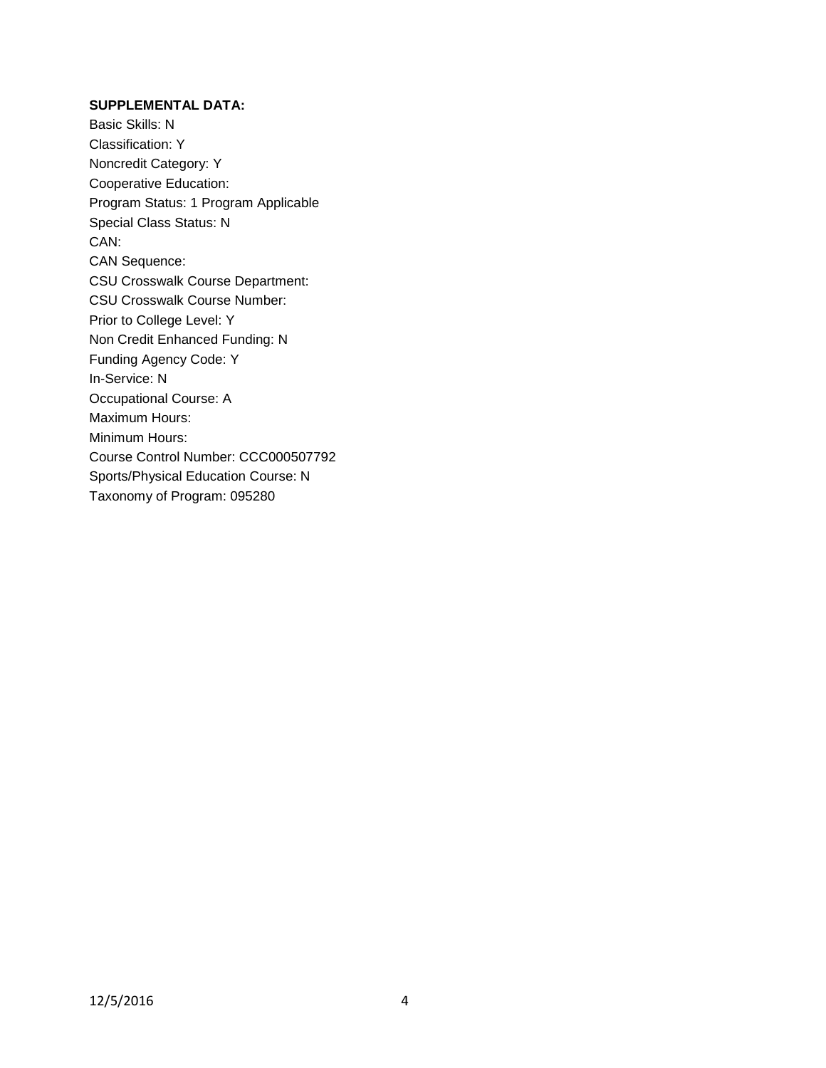**SUPPLEMENTAL DATA:**

Basic Skills: N
Classification: Y
Noncredit Category: Y
Cooperative Education:
Program Status: 1 Program Applicable
Special Class Status: N
CAN:
CAN Sequence:
CSU Crosswalk Course Department:
CSU Crosswalk Course Number:
Prior to College Level: Y
Non Credit Enhanced Funding: N
Funding Agency Code: Y
In-Service: N
Occupational Course: A
Maximum Hours:
Minimum Hours:
Course Control Number: CCC000507792
Sports/Physical Education Course: N
Taxonomy of Program: 095280